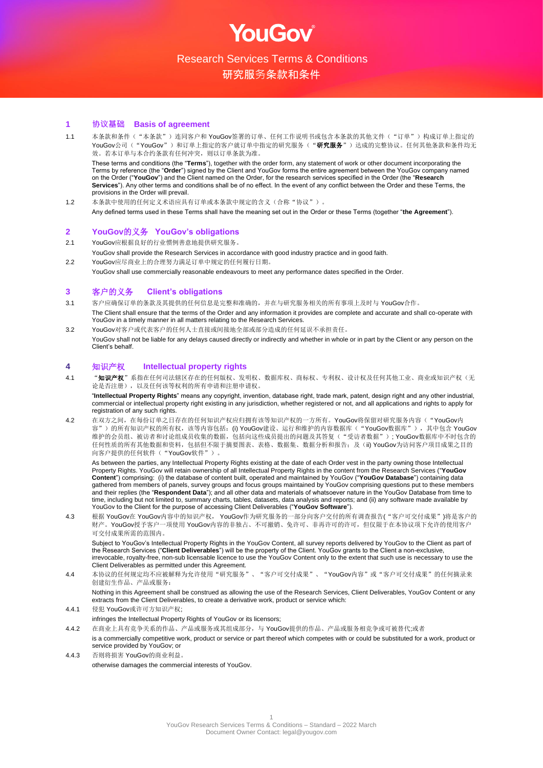# YouGov

## Research Services Terms & Conditions
## 研究服务条款和条件

### 1 协议基础 Basis of agreement

1.1 本条款和条件（“本条款”）连同客户和 YouGov签署的订单、任何工作说明书或包含本条款的其他文件（“订单”）构成订单上指定的YouGov公司（“YouGov”）和订单上指定的客户就订单中指定的研究服务（“**研究服务**”）达成的完整协议。任何其他条款和条件均无效。若本订单与本合约条款有任何冲突，则以订单条款为准。

These terms and conditions (the "**Terms**"), together with the order form, any statement of work or other document incorporating the Terms by reference (the "**Order**") signed by the Client and YouGov forms the entire agreement between the YouGov company named on the Order ("**YouGov**") and the Client named on the Order, for the research services specified in the Order (the "**Research Services**"). Any other terms and conditions shall be of no effect. In the event of any conflict between the Order and these Terms, the provisions in the Order will prevail.

1.2 本条款中使用的任何定义术语应具有订单或本条款中规定的含义（合称“协议”）。

Any defined terms used in these Terms shall have the meaning set out in the Order or these Terms (together "**the Agreement**").

### 2 YouGov的义务 YouGov's obligations

2.1 YouGov应根据良好的行业惯例善意地提供研究服务。

YouGov shall provide the Research Services in accordance with good industry practice and in good faith.

2.2 YouGov应尽商业上的合理努力满足订单中规定的任何履行日期。

YouGov shall use commercially reasonable endeavours to meet any performance dates specified in the Order.

### 3 客户的义务 Client's obligations

3.1 客户应确保订单的条款及其提供的任何信息是完整和准确的，并在与研究服务相关的所有事项上及时与 YouGov合作。

The Client shall ensure that the terms of the Order and any information it provides are complete and accurate and shall co-operate with YouGov in a timely manner in all matters relating to the Research Services.

3.2 YouGov对客户或代表客户的任何人士直接或间接地全部或部分造成的任何延误不承担责任。

YouGov shall not be liable for any delays caused directly or indirectly and whether in whole or in part by the Client or any person on the Client's behalf.

### 4 知识产权 Intellectual property rights

4.1 “**知识产权**”系指在任何司法辖区存在的任何版权、发明权、数据库权、商标权、专利权、设计权及任何其他工业、商业或知识产权（无论是否注册），以及任何该等权利的所有申请和注册申请权。

"**Intellectual Property Rights**" means any copyright, invention, database right, trade mark, patent, design right and any other industrial, commercial or intellectual property right existing in any jurisdiction, whether registered or not, and all applications and rights to apply for registration of any such rights.

4.2 在双方之间，在每份订单之日存在的任何知识产权应归拥有该等知识产权的一方所有。YouGov将保留对研究服务内容（“YouGov内容”）的所有知识产权的所有权，该等内容包括：(i) YouGov建设、运行和维护的内容数据库（“YouGov数据库”），其中包含 YouGov维护的会员组、被访者和讨论组成员收集的数据，包括向这些成员提出的问题及其答复（“受访者数据”）; YouGov数据库中不时包含的任何性质的所有其他数据和资料，包括但不限于摘要图表、表格、数据集、数据分析和报告；及（ii) YouGov为访问客户项目成果之目的向客户提供的任何软件（“YouGov软件”）。

As between the parties, any Intellectual Property Rights existing at the date of each Order vest in the party owning those Intellectual Property Rights. YouGov will retain ownership of all Intellectual Property Rights in the content from the Research Services ("**YouGov Content**") comprising: (i) the database of content built, operated and maintained by YouGov ("**YouGov Database**") containing data gathered from members of panels, survey groups and focus groups maintained by YouGov comprising questions put to these members and their replies (the "**Respondent Data**"); and all other data and materials of whatsoever nature in the YouGov Database from time to time, including but not limited to, summary charts, tables, datasets, data analysis and reports; and (ii) any software made available by YouGov to the Client for the purpose of accessing Client Deliverables ("**YouGov Software**").

4.3 根据 YouGov在 YouGov内容中的知识产权， YouGov作为研究服务的一部分向客户交付的所有调查报告(“客户可交付成果”)将是客户的财产。YouGov授予客户一项使用 YouGov内容的非独占、不可撤销、免许可、非再许可的许可，但仅限于在本协议项下允许的使用客户可交付成果所需的范围内。

Subject to YouGov's Intellectual Property Rights in the YouGov Content, all survey reports delivered by YouGov to the Client as part of the Research Services ("**Client Deliverables**") will be the property of the Client. YouGov grants to the Client a non-exclusive, irrevocable, royalty-free, non-sub licensable licence to use the YouGov Content only to the extent that such use is necessary to use the Client Deliverables as permitted under this Agreement.

4.4 本协议的任何规定均不应被解释为允许使用“研究服务”、“客户可交付成果”、“YouGov内容”或“客户可交付成果”的任何摘录来创建衍生作品、产品或服务：

Nothing in this Agreement shall be construed as allowing the use of the Research Services, Client Deliverables, YouGov Content or any extracts from the Client Deliverables, to create a derivative work, product or service which:

4.4.1 侵犯 YouGov或许可方知识产权;

infringes the Intellectual Property Rights of YouGov or its licensors;

4.4.2 在商业上具有竞争关系的作品、产品或服务或其组成部分，与 YouGov提供的作品、产品或服务相竞争或可被替代;或者

is a commercially competitive work, product or service or part thereof which competes with or could be substituted for a work, product or service provided by YouGov; or

4.4.3 否则将损害 YouGov的商业利益。

otherwise damages the commercial interests of YouGov.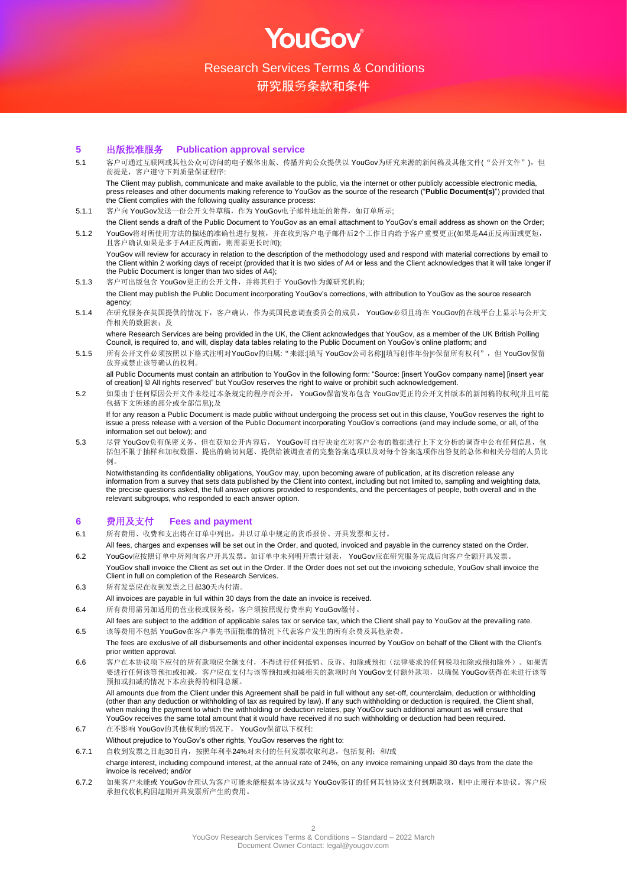# YouGov

## Research Services Terms & Conditions
## 研究服务条款和条件

## 5 出版批准服务 Publication approval service

5.1 客户可通过互联网或其他公众可访问的电子媒体出版、传播并向公众提供以 YouGov为研究来源的新闻稿及其他文件(“公开文件”)，但前提是，客户遵守下列质量保证程序:

The Client may publish, communicate and make available to the public, via the internet or other publicly accessible electronic media, press releases and other documents making reference to YouGov as the source of the research ("**Public Document(s)**") provided that the Client complies with the following quality assurance process:

5.1.1 客户向 YouGov发送一份公开文件草稿，作为 YouGov电子邮件地址的附件，如订单所示;

the Client sends a draft of the Public Document to YouGov as an email attachment to YouGov's email address as shown on the Order;

5.1.2 YouGov将对所使用方法的描述的准确性进行复核，并在收到客户电子邮件后2个工作日内给予客户重要更正(如果是A4正反两面或更短，且客户确认如果是多于A4正反两面，则需要更长时间);

YouGov will review for accuracy in relation to the description of the methodology used and respond with material corrections by email to the Client within 2 working days of receipt (provided that it is two sides of A4 or less and the Client acknowledges that it will take longer if the Public Document is longer than two sides of A4);

5.1.3 客户可出版包含 YouGov更正的公开文件，并将其归于 YouGov作为源研究机构;

the Client may publish the Public Document incorporating YouGov's corrections, with attribution to YouGov as the source research agency;

5.1.4 在研究服务在英国提供的情况下，客户确认，作为英国民意调查委员会的成员， YouGov必须且将在 YouGov的在线平台上显示与公开文件相关的数据表；及

where Research Services are being provided in the UK, the Client acknowledges that YouGov, as a member of the UK British Polling Council, is required to, and will, display data tables relating to the Public Document on YouGov's online platform; and

5.1.5 所有公开文件必须按照以下格式注明对YouGov的归属:“来源:[填写 YouGov公司名称][填写创作年份]©保留所有权利”，但 YouGov保留放弃或禁止该等确认的权利。

all Public Documents must contain an attribution to YouGov in the following form: "Source: [insert YouGov company name] [insert year of creation] © All rights reserved" but YouGov reserves the right to waive or prohibit such acknowledgement.

5.2 如果由于任何原因公开文件未经过本条规定的程序而公开， YouGov保留发布包含 YouGov更正的公开文件版本的新闻稿的权利(并且可能包括下文所述的部分或全部信息);及

If for any reason a Public Document is made public without undergoing the process set out in this clause, YouGov reserves the right to issue a press release with a version of the Public Document incorporating YouGov's corrections (and may include some, or all, of the information set out below); and

5.3 尽管 YouGov负有保密义务，但在获知公开内容后， YouGov可自行决定在对客户公布的数据进行上下文分析的调查中公布任何信息，包括但不限于抽样和加权数据、提出的确切问题、提供给被调查者的完整答案选项以及对每个答案选项作出答复的总体和相关分组的人员比例。

Notwithstanding its confidentiality obligations, YouGov may, upon becoming aware of publication, at its discretion release any information from a survey that sets data published by the Client into context, including but not limited to, sampling and weighting data, the precise questions asked, the full answer options provided to respondents, and the percentages of people, both overall and in the relevant subgroups, who responded to each answer option.

## 6 费用及支付 Fees and payment

6.1 所有费用、收费和支出将在订单中列出，并以订单中规定的货币报价、开具发票和支付。

All fees, charges and expenses will be set out in the Order, and quoted, invoiced and payable in the currency stated on the Order.

6.2 YouGov应按照订单中所列向客户开具发票。如订单中未列明开票计划表， YouGov应在研究服务完成后向客户全额开具发票。

YouGov shall invoice the Client as set out in the Order. If the Order does not set out the invoicing schedule, YouGov shall invoice the Client in full on completion of the Research Services.

6.3 所有发票应在收到发票之日起30天内付清。

All invoices are payable in full within 30 days from the date an invoice is received.

6.4 所有费用需另加适用的营业税或服务税，客户须按照现行费率向 YouGov缴付。

All fees are subject to the addition of applicable sales tax or service tax, which the Client shall pay to YouGov at the prevailing rate.

6.5 该等费用不包括 YouGov在客户事先书面批准的情况下代表客户发生的所有杂费及其他杂费。

The fees are exclusive of all disbursements and other incidental expenses incurred by YouGov on behalf of the Client with the Client's prior written approval.

6.6 客户在本协议项下应付的所有款项应全额支付，不得进行任何抵销、反诉、扣除或预扣（法律要求的任何税项扣除或预扣除外）。如果需要进行任何该等预扣或扣减，客户应在支付与该等预扣或扣减相关的款项时向 YouGov支付额外款项，以确保 YouGov获得在未进行该等预扣或扣减的情况下本应获得的相同总额。

All amounts due from the Client under this Agreement shall be paid in full without any set-off, counterclaim, deduction or withholding (other than any deduction or withholding of tax as required by law). If any such withholding or deduction is required, the Client shall, when making the payment to which the withholding or deduction relates, pay YouGov such additional amount as will ensure that YouGov receives the same total amount that it would have received if no such withholding or deduction had been required.

6.7 在不影响 YouGov的其他权利的情况下， YouGov保留以下权利:

Without prejudice to YouGov's other rights, YouGov reserves the right to:

6.7.1 自收到发票之日起30日内，按照年利率24%对未付的任何发票收取利息，包括复利；和/或

charge interest, including compound interest, at the annual rate of 24%, on any invoice remaining unpaid 30 days from the date the invoice is received; and/or

6.7.2 如果客户未能或 YouGov合理认为客户可能未能根据本协议或与 YouGov签订的任何其他协议支付到期款项，则中止履行本协议。客户应承担代收机构因超期开具发票所产生的费用。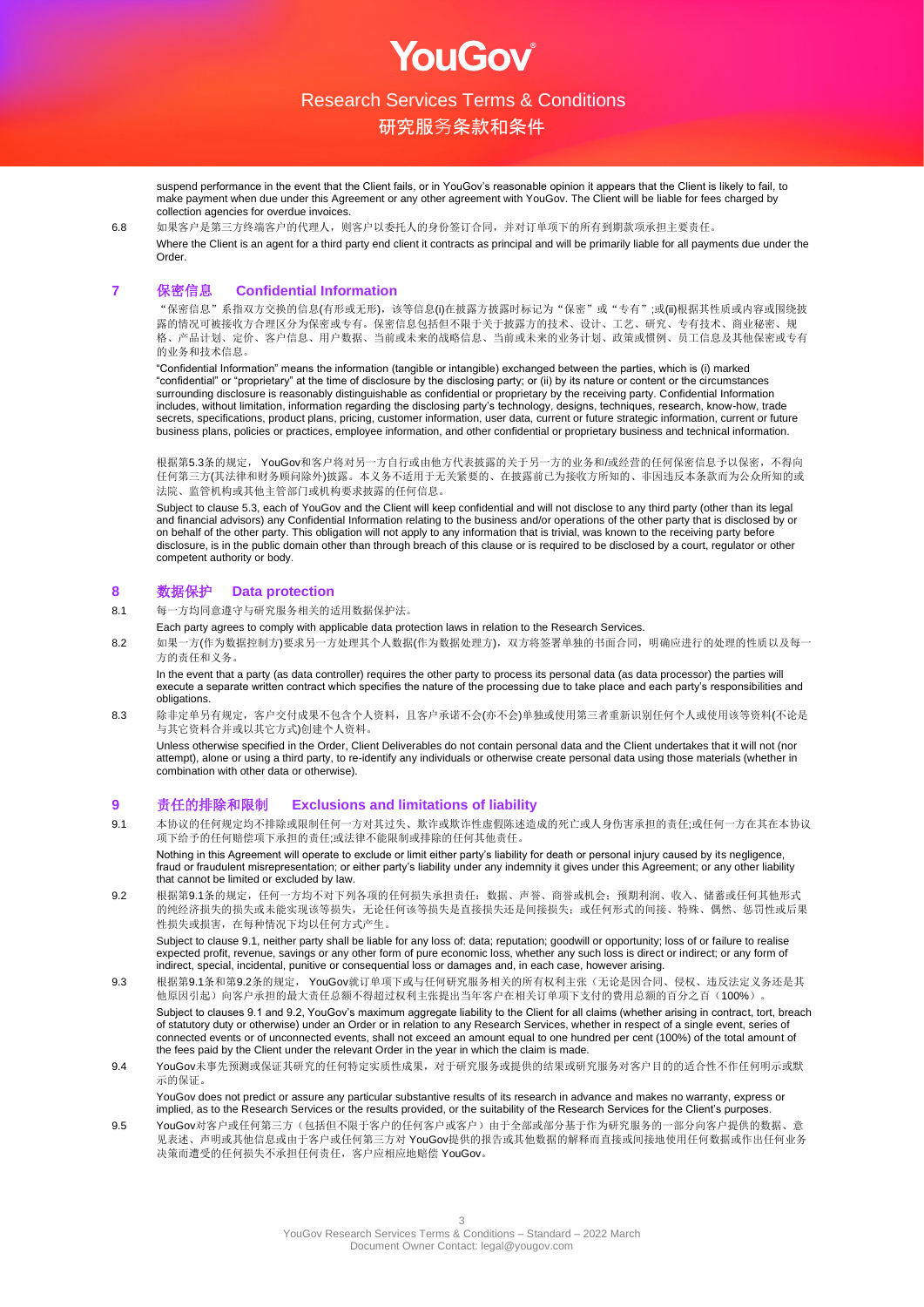suspend performance in the event that the Client fails, or in YouGov's reasonable opinion it appears that the Client is likely to fail, to make payment when due under this Agreement or any other agreement with YouGov. The Client will be liable for fees charged by collection agencies for overdue invoices.

6.8 如果客户是第三方终端客户的代理人，则客户以委托人的身份签订合同，并对订单项下的所有到期款项承担主要责任。

Where the Client is an agent for a third party end client it contracts as principal and will be primarily liable for all payments due under the Order.

## 7 保密信息 Confidential Information

“保密信息”系指双方交换的信息(有形或无形)，该等信息(i)在披露方披露时标记为“保密”或“专有”;或(ii)根据其性质或内容或围绕披露的情况可被接收方合理区分为保密或专有。保密信息包括但不限于关于披露方的技术、设计、工艺、研究、专有技术、商业秘密、规格、产品计划、定价、客户信息、用户数据、当前或未来的战略信息、当前或未来的业务计划、政策或惯例、员工信息及其他保密或专有的业务和技术信息。

"Confidential Information" means the information (tangible or intangible) exchanged between the parties, which is (i) marked "confidential" or "proprietary" at the time of disclosure by the disclosing party; or (ii) by its nature or content or the circumstances surrounding disclosure is reasonably distinguishable as confidential or proprietary by the receiving party. Confidential Information includes, without limitation, information regarding the disclosing party's technology, designs, techniques, research, know-how, trade secrets, specifications, product plans, pricing, customer information, user data, current or future strategic information, current or future business plans, policies or practices, employee information, and other confidential or proprietary business and technical information.

根据第5.3条的规定， YouGov和客户将对另一方自行或由他方代表披露的关于另一方的业务和/或经营的任何保密信息予以保密，不得向任何第三方(其法律和财务顾问除外)披露。本义务不适用于无关紧要的、在披露前已为接收方所知的、非因违反本条款而为公众所知的或法院、监管机构或其他主管部门或机构要求披露的任何信息。

Subject to clause 5.3, each of YouGov and the Client will keep confidential and will not disclose to any third party (other than its legal and financial advisors) any Confidential Information relating to the business and/or operations of the other party that is disclosed by or on behalf of the other party. This obligation will not apply to any information that is trivial, was known to the receiving party before disclosure, is in the public domain other than through breach of this clause or is required to be disclosed by a court, regulator or other competent authority or body.

## 8 数据保护 Data protection

8.1 每一方均同意遵守与研究服务相关的适用数据保护法。

Each party agrees to comply with applicable data protection laws in relation to the Research Services.

8.2 如果一方(作为数据控制方)要求另一方处理其个人数据(作为数据处理方)，双方将签署单独的书面合同，明确应进行的处理的性质以及每一方的责任和义务。

In the event that a party (as data controller) requires the other party to process its personal data (as data processor) the parties will execute a separate written contract which specifies the nature of the processing due to take place and each party's responsibilities and obligations.

8.3 除非订单另有规定，客户交付成果不包含个人资料，且客户承诺不会(亦不会)单独或使用第三者重新识别任何个人或使用该等资料(不论是与其它资料合并或以其它方式)创建个人资料。

Unless otherwise specified in the Order, Client Deliverables do not contain personal data and the Client undertakes that it will not (nor attempt), alone or using a third party, to re-identify any individuals or otherwise create personal data using those materials (whether in combination with other data or otherwise).

## 9 责任的排除和限制 Exclusions and limitations of liability

9.1 本协议的任何规定均不排除或限制任何一方对其过失、欺诈或欺诈性虚假陈述造成的死亡或人身伤害承担的责任;或任何一方在其在本协议项下给予的任何赔偿项下承担的责任;或法律不能限制或排除的任何其他责任。

Nothing in this Agreement will operate to exclude or limit either party's liability for death or personal injury caused by its negligence, fraud or fraudulent misrepresentation; or either party's liability under any indemnity it gives under this Agreement; or any other liability that cannot be limited or excluded by law.

9.2 根据第9.1条的规定，任何一方均不对下列各项的任何损失承担责任：数据、声誉、商誉或机会；预期利润、收入、储蓄或任何其他形式的纯经济损失的损失或未能实现该等损失，无论任何该等损失是直接损失还是间接损失；或任何形式的间接、特殊、偶然、惩罚性或后果性损失或损害，在每种情况下均以任何方式产生。

Subject to clause 9.1, neither party shall be liable for any loss of: data; reputation; goodwill or opportunity; loss of or failure to realise expected profit, revenue, savings or any other form of pure economic loss, whether any such loss is direct or indirect; or any form of indirect, special, incidental, punitive or consequential loss or damages and, in each case, however arising.

9.3 根据第9.1条和第9.2条的规定， YouGov就订单项下或与任何研究服务相关的所有权利主张（无论是因合同、侵权、违反法定义务还是其他原因引起）向客户承担的最大责任总额不得超过权利主张提出当年客户在相关订单项下支付的费用总额的百分之百（100%）。

Subject to clauses 9.1 and 9.2, YouGov's maximum aggregate liability to the Client for all claims (whether arising in contract, tort, breach of statutory duty or otherwise) under an Order or in relation to any Research Services, whether in respect of a single event, series of connected events or of unconnected events, shall not exceed an amount equal to one hundred per cent (100%) of the total amount of the fees paid by the Client under the relevant Order in the year in which the claim is made.

9.4 YouGov未事先预测或保证其研究的任何特定实质性成果，对于研究服务或提供的结果或研究服务对客户目的的适合性不作任何明示或默示的保证。

YouGov does not predict or assure any particular substantive results of its research in advance and makes no warranty, express or implied, as to the Research Services or the results provided, or the suitability of the Research Services for the Client's purposes.

9.5 YouGov对客户或任何第三方（包括但不限于客户的任何客户或客户）由于全部或部分基于作为研究服务的一部分向客户提供的数据、意见表述、声明或其他信息或由于客户或任何第三方对 YouGov提供的报告或其他数据的解释而直接或间接地使用任何数据或作出任何业务决策而遭受的任何损失不承担任何责任，客户应相应地赔偿 YouGov。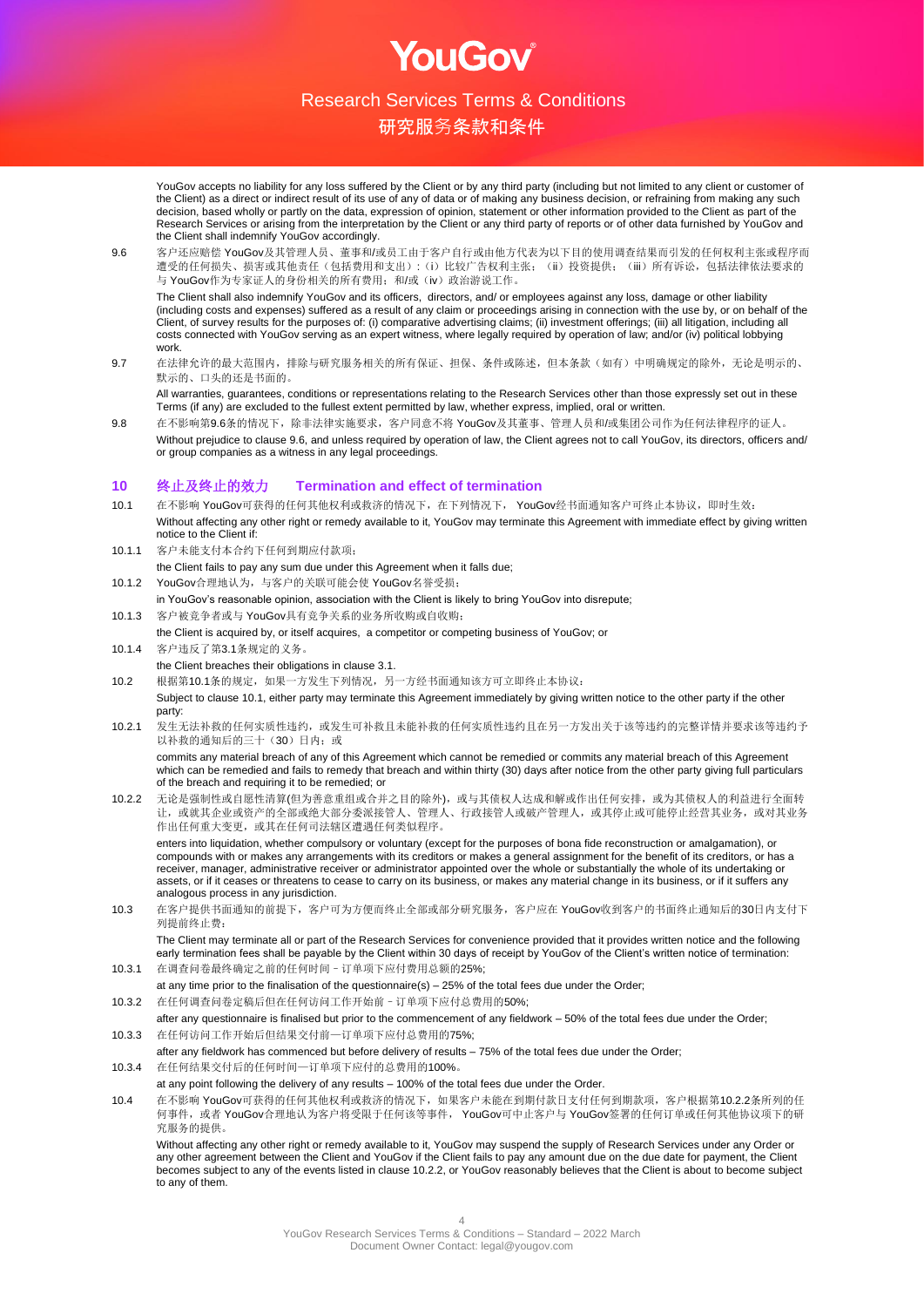YouGov accepts no liability for any loss suffered by the Client or by any third party (including but not limited to any client or customer of the Client) as a direct or indirect result of its use of any of data or of making any business decision, or refraining from making any such decision, based wholly or partly on the data, expression of opinion, statement or other information provided to the Client as part of the Research Services or arising from the interpretation by the Client or any third party of reports or of other data furnished by YouGov and the Client shall indemnify YouGov accordingly.

9.6 客户还应赔偿 YouGov及其管理人员、董事和/或员工由于客户自行或由他方代表为以下目的使用调查结果而引发的任何权利主张或程序而遭受的任何损失、损害或其他责任（包括费用和支出）：（i）比较广告权利主张；（ii）投资提供；（iii）所有诉讼，包括法律依法要求的与 YouGov作为专家证人的身份相关的所有费用；和/或（iv）政治游说工作。

The Client shall also indemnify YouGov and its officers, directors, and/ or employees against any loss, damage or other liability (including costs and expenses) suffered as a result of any claim or proceedings arising in connection with the use by, or on behalf of the Client, of survey results for the purposes of: (i) comparative advertising claims; (ii) investment offerings; (iii) all litigation, including all costs connected with YouGov serving as an expert witness, where legally required by operation of law; and/or (iv) political lobbying work.

9.7 在法律允许的最大范围内，排除与研究服务相关的所有保证、担保、条件或陈述，但本条款（如有）中明确规定的除外，无论是明示的、默示的、口头的还是书面的。

All warranties, guarantees, conditions or representations relating to the Research Services other than those expressly set out in these Terms (if any) are excluded to the fullest extent permitted by law, whether express, implied, oral or written.

9.8 在不影响第9.6条的情况下，除非法律实施要求，客户同意不将 YouGov及其董事、管理人员和/或集团公司作为任何法律程序的证人。

Without prejudice to clause 9.6, and unless required by operation of law, the Client agrees not to call YouGov, its directors, officers and/ or group companies as a witness in any legal proceedings.

## 10 终止及终止的效力 Termination and effect of termination

10.1 在不影响 YouGov可获得的任何其他权利或救济的情况下，在下列情况下， YouGov经书面通知客户可终止本协议，即时生效：

Without affecting any other right or remedy available to it, YouGov may terminate this Agreement with immediate effect by giving written notice to the Client if:

10.1.1 客户未能支付本合约下任何到期应付款项；

the Client fails to pay any sum due under this Agreement when it falls due;

10.1.2 YouGov合理地认为，与客户的关联可能会使 YouGov名誉受损；

in YouGov's reasonable opinion, association with the Client is likely to bring YouGov into disrepute;

10.1.3 客户被竞争者或与 YouGov具有竞争关系的业务所收购或自收购；

the Client is acquired by, or itself acquires, a competitor or competing business of YouGov; or

10.1.4 客户违反了第3.1条规定的义务。

the Client breaches their obligations in clause 3.1.

10.2 根据第10.1条的规定，如果一方发生下列情况，另一方经书面通知该方可立即终止本协议：

Subject to clause 10.1, either party may terminate this Agreement immediately by giving written notice to the other party if the other party:

10.2.1 发生无法补救的任何实质性违约，或发生可补救且未能补救的任何实质性违约且在另一方发出关于该等违约的完整详情并要求该等违约予以补救的通知后的三十（30）日内；或

commits any material breach of any of this Agreement which cannot be remedied or commits any material breach of this Agreement which can be remedied and fails to remedy that breach and within thirty (30) days after notice from the other party giving full particulars of the breach and requiring it to be remedied; or

10.2.2 无论是强制性或自愿性清算(但为善意重组或合并之目的除外)，或与其债权人达成和解或作出任何安排，或为其债权人的利益进行全面转让，或就其企业或资产的全部或绝大部分委派接管人、管理人、行政接管人或破产管理人，或其停止或可能停止经营其业务，或对其业务作出任何重大变更，或其在任何司法辖区遭遇任何类似程序。

enters into liquidation, whether compulsory or voluntary (except for the purposes of bona fide reconstruction or amalgamation), or compounds with or makes any arrangements with its creditors or makes a general assignment for the benefit of its creditors, or has a receiver, manager, administrative receiver or administrator appointed over the whole or substantially the whole of its undertaking or assets, or if it ceases or threatens to cease to carry on its business, or makes any material change in its business, or if it suffers any analogous process in any jurisdiction.

10.3 在客户提供书面通知的前提下，客户可为方便而终止全部或部分研究服务，客户应在 YouGov收到客户的书面终止通知后的30日内支付下列提前终止费：

The Client may terminate all or part of the Research Services for convenience provided that it provides written notice and the following early termination fees shall be payable by the Client within 30 days of receipt by YouGov of the Client's written notice of termination:

10.3.1 在调查问卷最终确定之前的任何时间－订单项下应付费用总额的25%;

at any time prior to the finalisation of the questionnaire(s) – 25% of the total fees due under the Order;

10.3.2 在任何调查问卷定稿后但在任何访问工作开始前－订单项下应付总费用的50%;

after any questionnaire is finalised but prior to the commencement of any fieldwork – 50% of the total fees due under the Order;

10.3.3 在任何访问工作开始后但结果交付前—订单项下应付总费用的75%;

after any fieldwork has commenced but before delivery of results – 75% of the total fees due under the Order;

10.3.4 在任何结果交付后的任何时间—订单项下应付的总费用的100%。

at any point following the delivery of any results – 100% of the total fees due under the Order.

10.4 在不影响 YouGov可获得的任何其他权利或救济的情况下，如果客户未能在到期付款日支付任何到期款项，客户根据第10.2.2条所列的任何事件，或者 YouGov合理地认为客户将受限于任何该等事件， YouGov可中止客户与 YouGov签署的任何订单或任何其他协议项下的研究服务的提供。

Without affecting any other right or remedy available to it, YouGov may suspend the supply of Research Services under any Order or any other agreement between the Client and YouGov if the Client fails to pay any amount due on the due date for payment, the Client becomes subject to any of the events listed in clause 10.2.2, or YouGov reasonably believes that the Client is about to become subject to any of them.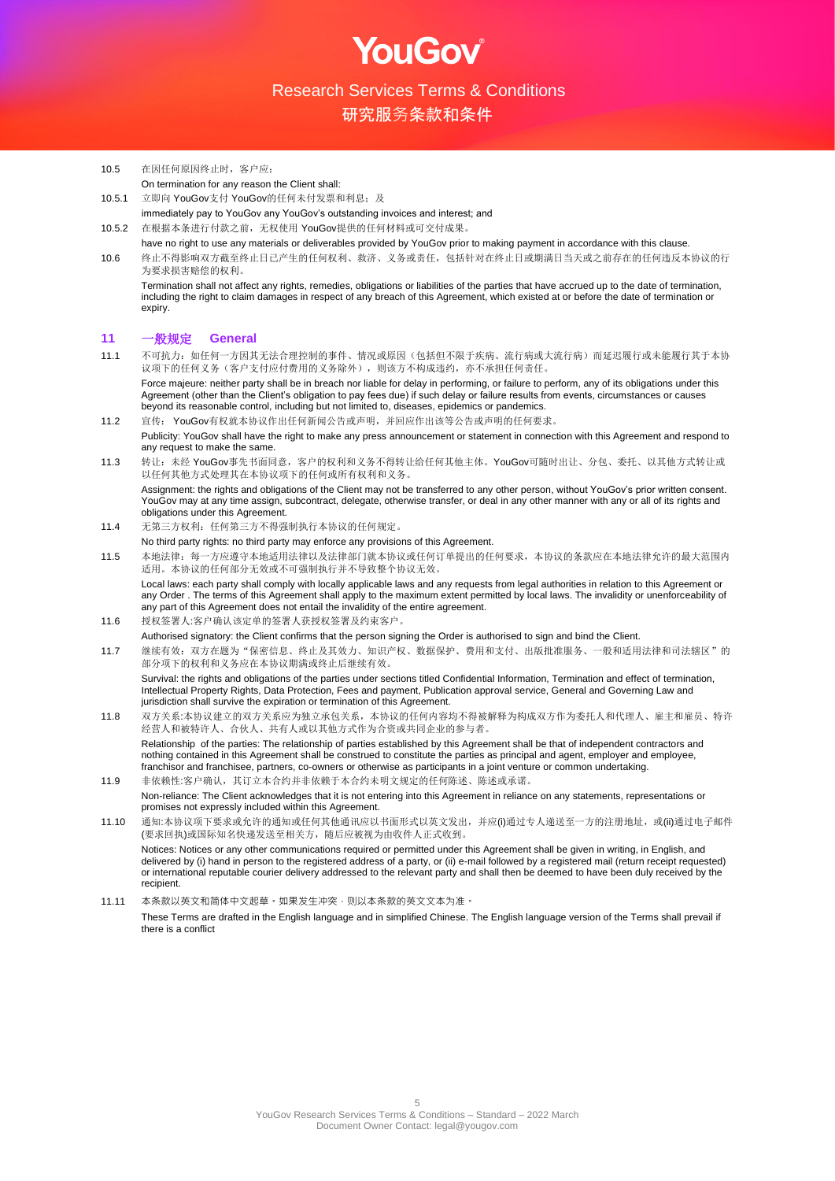10.5 在因任何原因终止时，客户应：

On termination for any reason the Client shall:

10.5.1 立即向 YouGov支付 YouGov的任何未付发票和利息；及

immediately pay to YouGov any YouGov's outstanding invoices and interest; and

10.5.2 在根据本条进行付款之前，无权使用 YouGov提供的任何材料或可交付成果。

have no right to use any materials or deliverables provided by YouGov prior to making payment in accordance with this clause.

10.6 终止不得影响双方截至终止日已产生的任何权利、救济、义务或责任，包括针对在终止日或期满日当天或之前存在的任何违反本协议的行为要求损害赔偿的权利。

Termination shall not affect any rights, remedies, obligations or liabilities of the parties that have accrued up to the date of termination, including the right to claim damages in respect of any breach of this Agreement, which existed at or before the date of termination or expiry.

## 11 一般规定 General

11.1 不可抗力：如任何一方因其无法合理控制的事件、情况或原因（包括但不限于疾病、流行病或大流行病）而延迟履行或未能履行其于本协议项下的任何义务（客户支付应付费用的义务除外），则该方不构成违约，亦不承担任何责任。

Force majeure: neither party shall be in breach nor liable for delay in performing, or failure to perform, any of its obligations under this Agreement (other than the Client's obligation to pay fees due) if such delay or failure results from events, circumstances or causes beyond its reasonable control, including but not limited to, diseases, epidemics or pandemics.

11.2 宣传： YouGov有权就本协议作出任何新闻公告或声明，并回应作出该等公告或声明的任何要求。

Publicity: YouGov shall have the right to make any press announcement or statement in connection with this Agreement and respond to any request to make the same.

11.3 转让：未经 YouGov事先书面同意，客户的权利和义务不得转让给任何其他主体。YouGov可随时出让、分包、委托、以其他方式转让或以任何其他方式处理其在本协议项下的任何或所有权利和义务。

Assignment: the rights and obligations of the Client may not be transferred to any other person, without YouGov's prior written consent. YouGov may at any time assign, subcontract, delegate, otherwise transfer, or deal in any other manner with any or all of its rights and obligations under this Agreement.

11.4 无第三方权利：任何第三方不得强制执行本协议的任何规定。

No third party rights: no third party may enforce any provisions of this Agreement.

11.5 本地法律：每一方应遵守本地适用法律以及法律部门就本协议或任何订单提出的任何要求，本协议的条款应在本地法律允许的最大范围内适用。本协议的任何部分无效或不可强制执行并不导致整个协议无效。

Local laws: each party shall comply with locally applicable laws and any requests from legal authorities in relation to this Agreement or any Order . The terms of this Agreement shall apply to the maximum extent permitted by local laws. The invalidity or unenforceability of any part of this Agreement does not entail the invalidity of the entire agreement.

11.6 授权签署人:客户确认该定单的签署人获授权签署及约束客户。

Authorised signatory: the Client confirms that the person signing the Order is authorised to sign and bind the Client.

11.7 继续有效：双方在题为"保密信息、终止及其效力、知识产权、数据保护、费用和支付、出版批准服务、一般和适用法律和司法辖区"的部分项下的权利和义务应在本协议期满或终止后继续有效。

Survival: the rights and obligations of the parties under sections titled Confidential Information, Termination and effect of termination, Intellectual Property Rights, Data Protection, Fees and payment, Publication approval service, General and Governing Law and jurisdiction shall survive the expiration or termination of this Agreement.

11.8 双方关系:本协议建立的双方关系应为独立承包关系，本协议的任何内容均不得被解释为构成双方作为委托人和代理人、雇主和雇员、特许经营人和被特许人、合伙人、共有人或以其他方式作为合资或共同企业的参与者。

Relationship of the parties: The relationship of parties established by this Agreement shall be that of independent contractors and nothing contained in this Agreement shall be construed to constitute the parties as principal and agent, employer and employee, franchisor and franchisee, partners, co-owners or otherwise as participants in a joint venture or common undertaking.

11.9 非依赖性:客户确认，其订立本合约并非依赖于本合约未明文规定的任何陈述、陈述或承诺。

Non-reliance: The Client acknowledges that it is not entering into this Agreement in reliance on any statements, representations or promises not expressly included within this Agreement.

11.10 通知:本协议项下要求或允许的通知或任何其他通讯应以书面形式以英文发出，并应(i)通过专人递送至一方的注册地址，或(ii)通过电子邮件(要求回执)或国际知名快递发送至相关方，随后应被视为由收件人正式收到。

Notices: Notices or any other communications required or permitted under this Agreement shall be given in writing, in English, and delivered by (i) hand in person to the registered address of a party, or (ii) e-mail followed by a registered mail (return receipt requested) or international reputable courier delivery addressed to the relevant party and shall then be deemed to have been duly received by the recipient.

11.11 本条款以英文和简体中文起草。如果发生冲突，则以本条款的英文文本为准。

These Terms are drafted in the English language and in simplified Chinese. The English language version of the Terms shall prevail if there is a conflict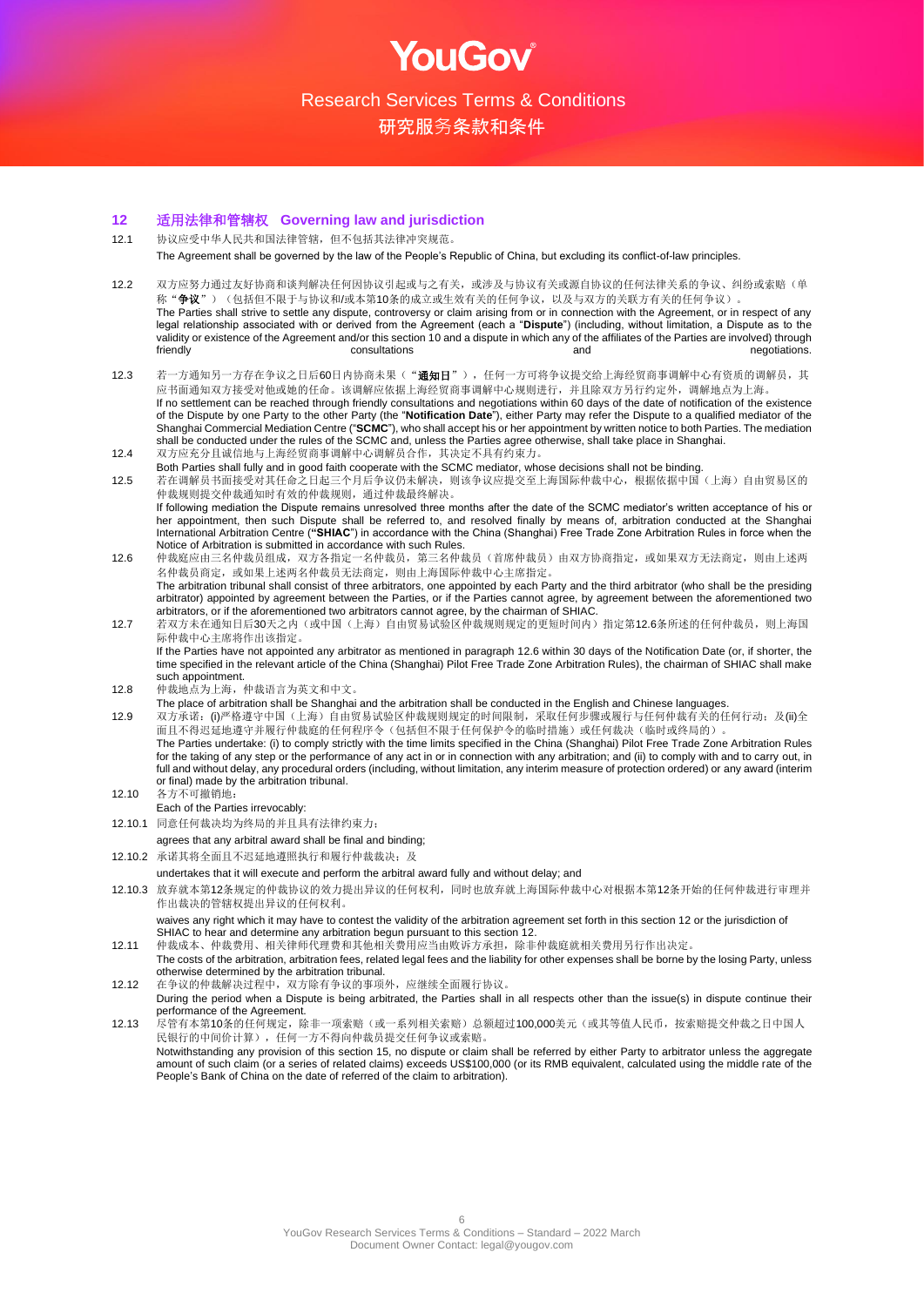## 12 适用法律和管辖权 Governing law and jurisdiction

12.1 协议应受中华人民共和国法律管辖，但不包括其法律冲突规范。

The Agreement shall be governed by the law of the People's Republic of China, but excluding its conflict-of-law principles.

12.2 双方应努力通过友好协商和谈判解决任何因协议引起或与之有关，或涉及与协议有关或源自协议的任何法律关系的争议、纠纷或索赔（单称"**争议**"）（包括但不限于与协议和/或本第10条的成立或生效有关的任何争议，以及与双方的关联方有关的任何争议）。

The Parties shall strive to settle any dispute, controversy or claim arising from or in connection with the Agreement, or in respect of any legal relationship associated with or derived from the Agreement (each a "**Dispute**") (including, without limitation, a Dispute as to the validity or existence of the Agreement and/or this section 10 and a dispute in which any of the affiliates of the Parties are involved) through friendly consultations and negotiations.

12.3 若一方通知另一方存在争议之日后60日内协商未果（"**通知日**"），任何一方可将争议提交给上海经贸商事调解中心有资质的调解员，其应书面通知双方接受对他或她的任命。该调解应依据上海经贸商事调解中心规则进行，并且除双方另行约定外，调解地点为上海。

If no settlement can be reached through friendly consultations and negotiations within 60 days of the date of notification of the existence of the Dispute by one Party to the other Party (the "**Notification Date**"), either Party may refer the Dispute to a qualified mediator of the Shanghai Commercial Mediation Centre ("**SCMC**"), who shall accept his or her appointment by written notice to both Parties. The mediation shall be conducted under the rules of the SCMC and, unless the Parties agree otherwise, shall take place in Shanghai.

12.4 双方应充分且诚信地与上海经贸商事调解中心调解员合作，其决定不具有约束力。

Both Parties shall fully and in good faith cooperate with the SCMC mediator, whose decisions shall not be binding.

12.5 若在调解员书面接受对其任命之日起三个月后争议仍未解决，则该争议应提交至上海国际仲裁中心，根据依据中国（上海）自由贸易区的仲裁规则提交仲裁通知时有效的仲裁规则，通过仲裁最终解决。

If following mediation the Dispute remains unresolved three months after the date of the SCMC mediator's written acceptance of his or her appointment, then such Dispute shall be referred to, and resolved finally by means of, arbitration conducted at the Shanghai International Arbitration Centre ("**SHIAC**") in accordance with the China (Shanghai) Free Trade Zone Arbitration Rules in force when the Notice of Arbitration is submitted in accordance with such Rules.

12.6 仲裁庭应由三名仲裁员组成，双方各指定一名仲裁员，第三名仲裁员（首席仲裁员）由双方协商指定，或如果双方无法商定，则由上述两名仲裁员商定，或如果上述两名仲裁员无法商定，则由上海国际仲裁中心主席指定。

The arbitration tribunal shall consist of three arbitrators, one appointed by each Party and the third arbitrator (who shall be the presiding arbitrator) appointed by agreement between the Parties, or if the Parties cannot agree, by agreement between the aforementioned two arbitrators, or if the aforementioned two arbitrators cannot agree, by the chairman of SHIAC.

12.7 若双方未在通知日后30天之内（或中国（上海）自由贸易试验区仲裁规则规定的更短时间内）指定第12.6条所述的任何仲裁员，则上海国际仲裁中心主席将作出该指定。

If the Parties have not appointed any arbitrator as mentioned in paragraph 12.6 within 30 days of the Notification Date (or, if shorter, the time specified in the relevant article of the China (Shanghai) Pilot Free Trade Zone Arbitration Rules), the chairman of SHIAC shall make such appointment.

12.8 仲裁地点为上海，仲裁语言为英文和中文。

The place of arbitration shall be Shanghai and the arbitration shall be conducted in the English and Chinese languages.

12.9 双方承诺：(i)严格遵守中国（上海）自由贸易试验区仲裁规则规定的时间限制，采取任何步骤或履行与任何仲裁有关的任何行动；及(ii)全面且不得迟延地遵守并履行仲裁庭的任何程序令（包括但不限于任何保护令的临时措施）或任何裁决（临时或终局的）。

The Parties undertake: (i) to comply strictly with the time limits specified in the China (Shanghai) Pilot Free Trade Zone Arbitration Rules for the taking of any step or the performance of any act in or in connection with any arbitration; and (ii) to comply with and to carry out, in full and without delay, any procedural orders (including, without limitation, any interim measure of protection ordered) or any award (interim or final) made by the arbitration tribunal.

12.10 各方不可撤销地：

Each of the Parties irrevocably:

12.10.1 同意任何裁决均为终局的并且具有法律约束力；

agrees that any arbitral award shall be final and binding;

12.10.2 承诺其将全面且不迟延地遵照执行和履行仲裁裁决；及

undertakes that it will execute and perform the arbitral award fully and without delay; and

12.10.3 放弃就本第12条规定的仲裁协议的效力提出异议的任何权利，同时也放弃就上海国际仲裁中心对根据本第12条开始的任何仲裁进行审理并作出裁决的管辖权提出异议的任何权利。

waives any right which it may have to contest the validity of the arbitration agreement set forth in this section 12 or the jurisdiction of SHIAC to hear and determine any arbitration begun pursuant to this section 12.

12.11 仲裁成本、仲裁费用、相关律师代理费和其他相关费用应当由败诉方承担，除非仲裁庭就相关费用另行作出决定。

The costs of the arbitration, arbitration fees, related legal fees and the liability for other expenses shall be borne by the losing Party, unless otherwise determined by the arbitration tribunal.

12.12 在争议的仲裁解决过程中，双方除有争议的事项外，应继续全面履行协议。

During the period when a Dispute is being arbitrated, the Parties shall in all respects other than the issue(s) in dispute continue their performance of the Agreement.

12.13 尽管有本第10条的任何规定，除非一项索赔（或一系列相关索赔）总额超过100,000美元（或其等值人民币，按索赔提交仲裁之日中国人民银行的中间价计算），任何一方不得向仲裁员提交任何争议或索赔。

Notwithstanding any provision of this section 15, no dispute or claim shall be referred by either Party to arbitrator unless the aggregate amount of such claim (or a series of related claims) exceeds US$100,000 (or its RMB equivalent, calculated using the middle rate of the People's Bank of China on the date of referred of the claim to arbitration).